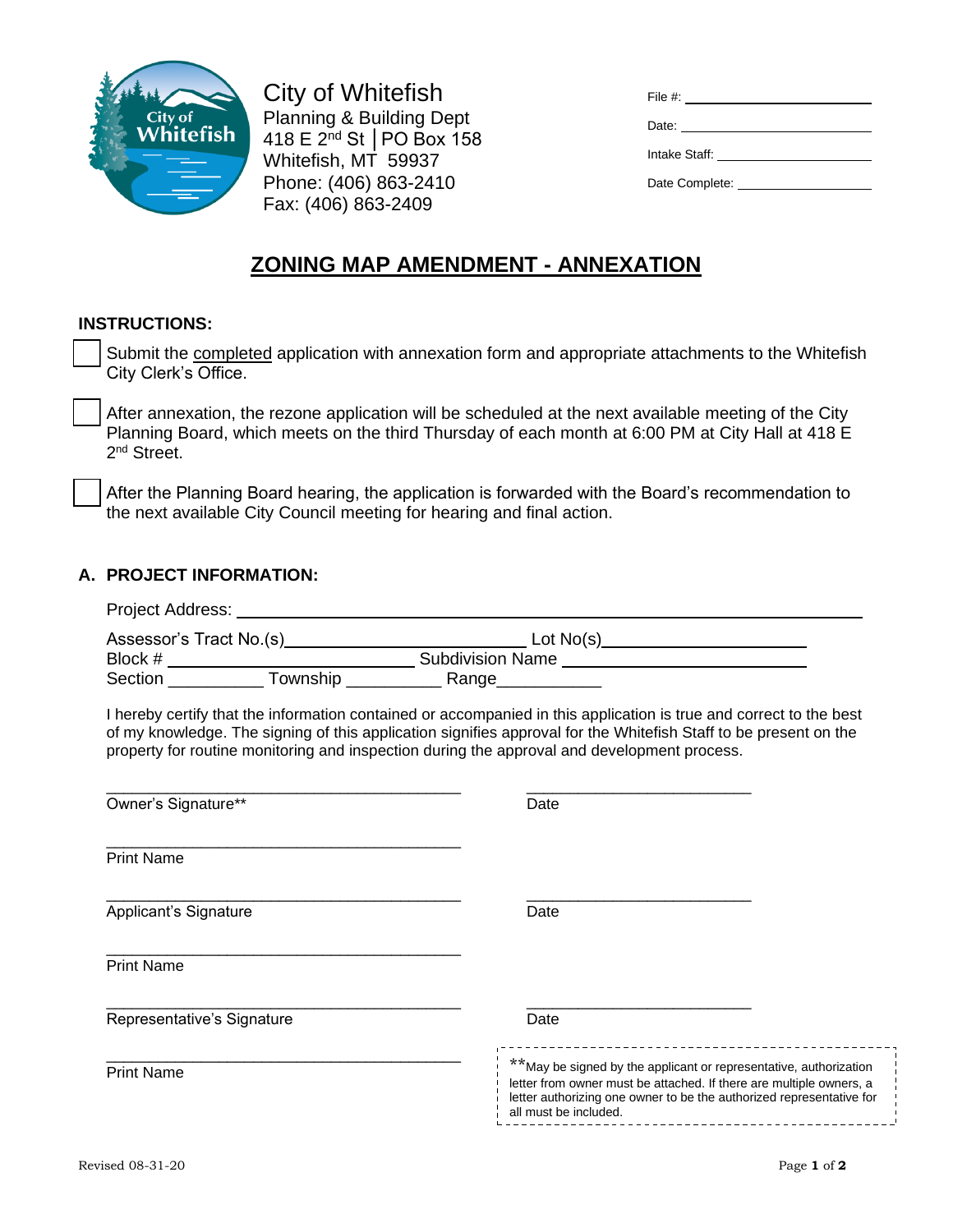City of Whitefish
Planning & Building Dept
418 E 2nd St │PO Box 158
Whitefish, MT 59937
Phone: (406) 863-2410
Fax: (406) 863-2409

File #: ____________________

Date: ____________________

Intake Staff: ____________________

Date Complete: ____________________

# ZONING MAP AMENDMENT - ANNEXATION

## INSTRUCTIONS:

- [ ] Submit the completed application with annexation form and appropriate attachments to the Whitefish City Clerk's Office.
- [ ] After annexation, the rezone application will be scheduled at the next available meeting of the City Planning Board, which meets on the third Thursday of each month at 6:00 PM at City Hall at 418 E 2nd Street.
- [ ] After the Planning Board hearing, the application is forwarded with the Board's recommendation to the next available City Council meeting for hearing and final action.

## A. PROJECT INFORMATION:

Project Address: ____________________________________________

Assessor's Tract No.(s)____________________ Lot No(s)____________________
Block # ____________________ Subdivision Name ____________________
Section __________ Township __________ Range___________

I hereby certify that the information contained or accompanied in this application is true and correct to the best of my knowledge. The signing of this application signifies approval for the Whitefish Staff to be present on the property for routine monitoring and inspection during the approval and development process.

________________________________________ ________________________
Owner's Signature** Date

________________________________________
Print Name

________________________________________ ________________________
Applicant's Signature Date

________________________________________
Print Name

________________________________________ ________________________
Representative's Signature Date

________________________________________
Print Name

**May be signed by the applicant or representative, authorization letter from owner must be attached. If there are multiple owners, a letter authorizing one owner to be the authorized representative for all must be included.

Revised 08-31-20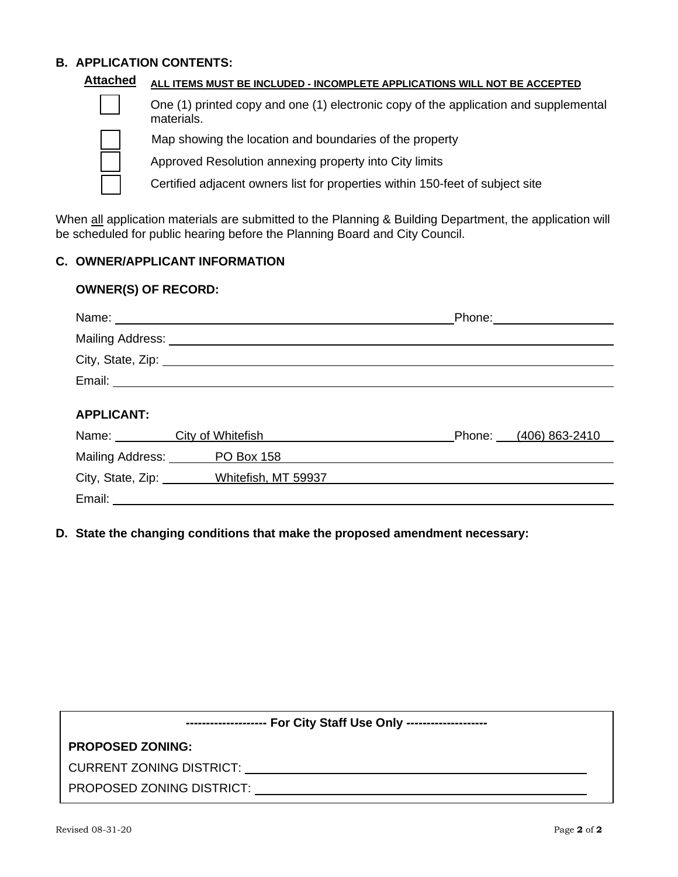## B. APPLICATION CONTENTS:

**Attached** — **ALL ITEMS MUST BE INCLUDED - INCOMPLETE APPLICATIONS WILL NOT BE ACCEPTED**

- [ ] One (1) printed copy and one (1) electronic copy of the application and supplemental materials.
- [ ] Map showing the location and boundaries of the property
- [ ] Approved Resolution annexing property into City limits
- [ ] Certified adjacent owners list for properties within 150-feet of subject site

When all application materials are submitted to the Planning & Building Department, the application will be scheduled for public hearing before the Planning Board and City Council.

## C. OWNER/APPLICANT INFORMATION

**OWNER(S) OF RECORD:**

Name: ______________________ Phone: ______________

Mailing Address: ______________________

City, State, Zip: ______________________

Email: ______________________

**APPLICANT:**

Name: City of Whitefish Phone: (406) 863-2410

Mailing Address: PO Box 158

City, State, Zip: Whitefish, MT 59937

Email: ______________________

## D. State the changing conditions that make the proposed amendment necessary:

---

**-------------------- For City Staff Use Only --------------------**

**PROPOSED ZONING:**

CURRENT ZONING DISTRICT: ______________________

PROPOSED ZONING DISTRICT: ______________________

Revised 08-31-20